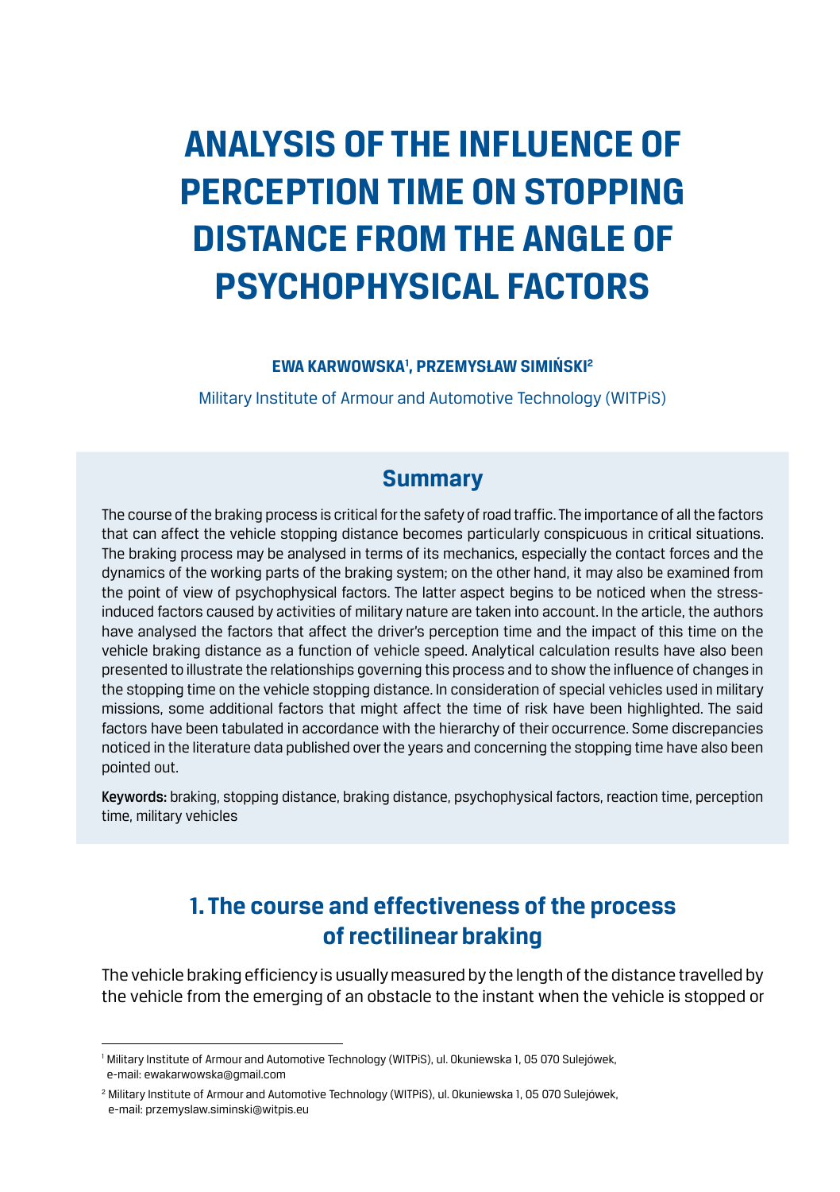# ANALYSIS OF THE INFLUENCE OF PERCEPTION TIME ON STOPPING DISTANCE FROM THE ANGLE OF PSYCHOPHYSICAL FACTORS

**EWA KARWOWSKA[1], PRZEMYSŁAW SIMIŃSKI[2]**

Military Institute of Armour and Automotive Technology (WITPiS)

## Summary

The course of the braking process is critical for the safety of road traffic. The importance of all the factors that can affect the vehicle stopping distance becomes particularly conspicuous in critical situations. The braking process may be analysed in terms of its mechanics, especially the contact forces and the dynamics of the working parts of the braking system; on the other hand, it may also be examined from the point of view of psychophysical factors. The latter aspect begins to be noticed when the stress-induced factors caused by activities of military nature are taken into account. In the article, the authors have analysed the factors that affect the driver's perception time and the impact of this time on the vehicle braking distance as a function of vehicle speed. Analytical calculation results have also been presented to illustrate the relationships governing this process and to show the influence of changes in the stopping time on the vehicle stopping distance. In consideration of special vehicles used in military missions, some additional factors that might affect the time of risk have been highlighted. The said factors have been tabulated in accordance with the hierarchy of their occurrence. Some discrepancies noticed in the literature data published over the years and concerning the stopping time have also been pointed out.

**Keywords:** braking, stopping distance, braking distance, psychophysical factors, reaction time, perception time, military vehicles

## 1. The course and effectiveness of the process of rectilinear braking

The vehicle braking efficiency is usually measured by the length of the distance travelled by the vehicle from the emerging of an obstacle to the instant when the vehicle is stopped or

[1] Military Institute of Armour and Automotive Technology (WITPiS), ul. Okuniewska 1, 05 070 Sulejówek, e-mail: ewakarwowska@gmail.com

[2] Military Institute of Armour and Automotive Technology (WITPiS), ul. Okuniewska 1, 05 070 Sulejówek, e-mail: przemyslaw.siminski@witpis.eu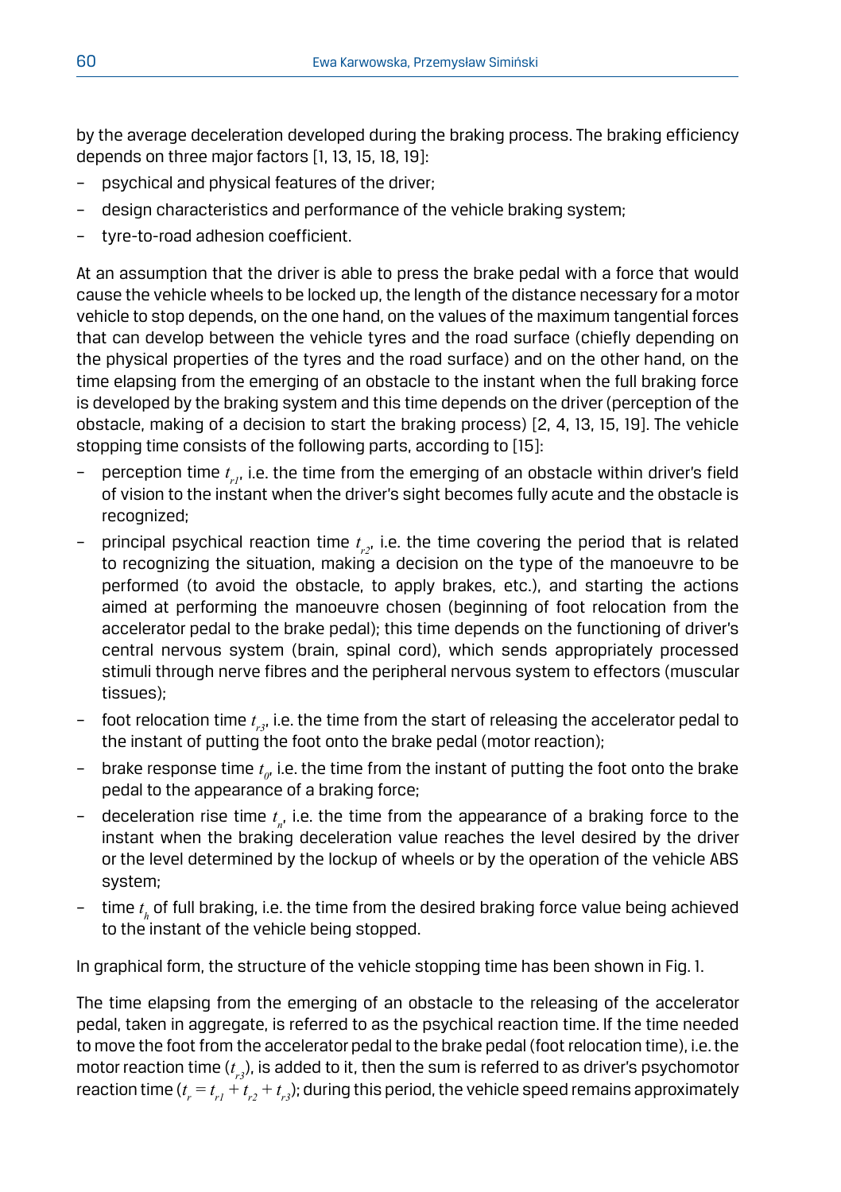by the average deceleration developed during the braking process. The braking efficiency depends on three major factors [1, 13, 15, 18, 19]:

- psychical and physical features of the driver;
- design characteristics and performance of the vehicle braking system;
- tyre-to-road adhesion coefficient.

At an assumption that the driver is able to press the brake pedal with a force that would cause the vehicle wheels to be locked up, the length of the distance necessary for a motor vehicle to stop depends, on the one hand, on the values of the maximum tangential forces that can develop between the vehicle tyres and the road surface (chiefly depending on the physical properties of the tyres and the road surface) and on the other hand, on the time elapsing from the emerging of an obstacle to the instant when the full braking force is developed by the braking system and this time depends on the driver (perception of the obstacle, making of a decision to start the braking process) [2, 4, 13, 15, 19]. The vehicle stopping time consists of the following parts, according to [15]:

- perception time $t_{r1}$, i.e. the time from the emerging of an obstacle within driver's field of vision to the instant when the driver's sight becomes fully acute and the obstacle is recognized;
- principal psychical reaction time $t_{r2}$, i.e. the time covering the period that is related to recognizing the situation, making a decision on the type of the manoeuvre to be performed (to avoid the obstacle, to apply brakes, etc.), and starting the actions aimed at performing the manoeuvre chosen (beginning of foot relocation from the accelerator pedal to the brake pedal); this time depends on the functioning of driver's central nervous system (brain, spinal cord), which sends appropriately processed stimuli through nerve fibres and the peripheral nervous system to effectors (muscular tissues);
- foot relocation time $t_{r3}$, i.e. the time from the start of releasing the accelerator pedal to the instant of putting the foot onto the brake pedal (motor reaction);
- brake response time $t_0$, i.e. the time from the instant of putting the foot onto the brake pedal to the appearance of a braking force;
- deceleration rise time $t_n$, i.e. the time from the appearance of a braking force to the instant when the braking deceleration value reaches the level desired by the driver or the level determined by the lockup of wheels or by the operation of the vehicle ABS system;
- time $t_h$ of full braking, i.e. the time from the desired braking force value being achieved to the instant of the vehicle being stopped.

In graphical form, the structure of the vehicle stopping time has been shown in Fig. 1.

The time elapsing from the emerging of an obstacle to the releasing of the accelerator pedal, taken in aggregate, is referred to as the psychical reaction time. If the time needed to move the foot from the accelerator pedal to the brake pedal (foot relocation time), i.e. the motor reaction time ($t_{r3}$), is added to it, then the sum is referred to as driver's psychomotor reaction time ($t_r = t_{r1} + t_{r2} + t_{r3}$); during this period, the vehicle speed remains approximately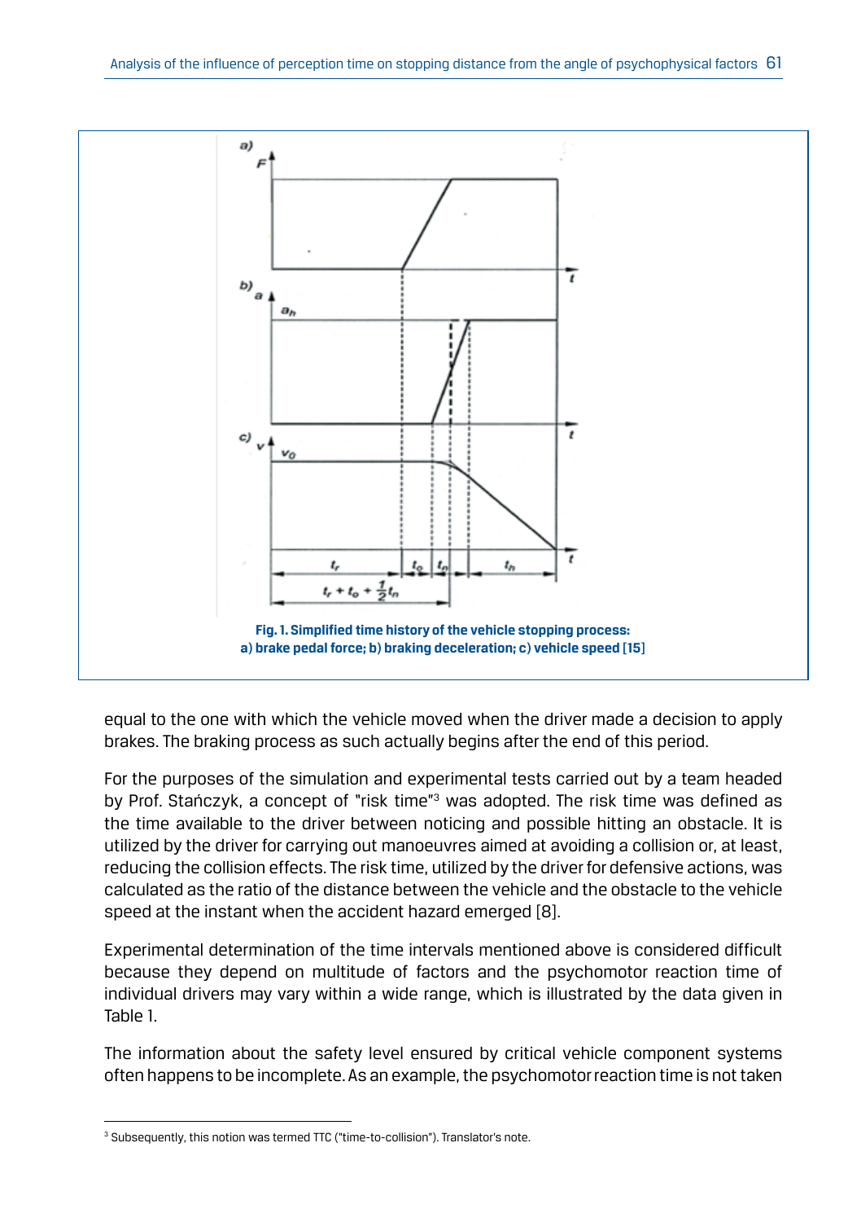Fig. 1. Simplified time history of the vehicle stopping process:
a) brake pedal force; b) braking deceleration; c) vehicle speed [15]

equal to the one with which the vehicle moved when the driver made a decision to apply brakes. The braking process as such actually begins after the end of this period.

For the purposes of the simulation and experimental tests carried out by a team headed by Prof. Stańczyk, a concept of "risk time"[3] was adopted. The risk time was defined as the time available to the driver between noticing and possible hitting an obstacle. It is utilized by the driver for carrying out manoeuvres aimed at avoiding a collision or, at least, reducing the collision effects. The risk time, utilized by the driver for defensive actions, was calculated as the ratio of the distance between the vehicle and the obstacle to the vehicle speed at the instant when the accident hazard emerged [8].

Experimental determination of the time intervals mentioned above is considered difficult because they depend on multitude of factors and the psychomotor reaction time of individual drivers may vary within a wide range, which is illustrated by the data given in Table 1.

The information about the safety level ensured by critical vehicle component systems often happens to be incomplete. As an example, the psychomotor reaction time is not taken

[3] Subsequently, this notion was termed TTC ("time-to-collision"). Translator's note.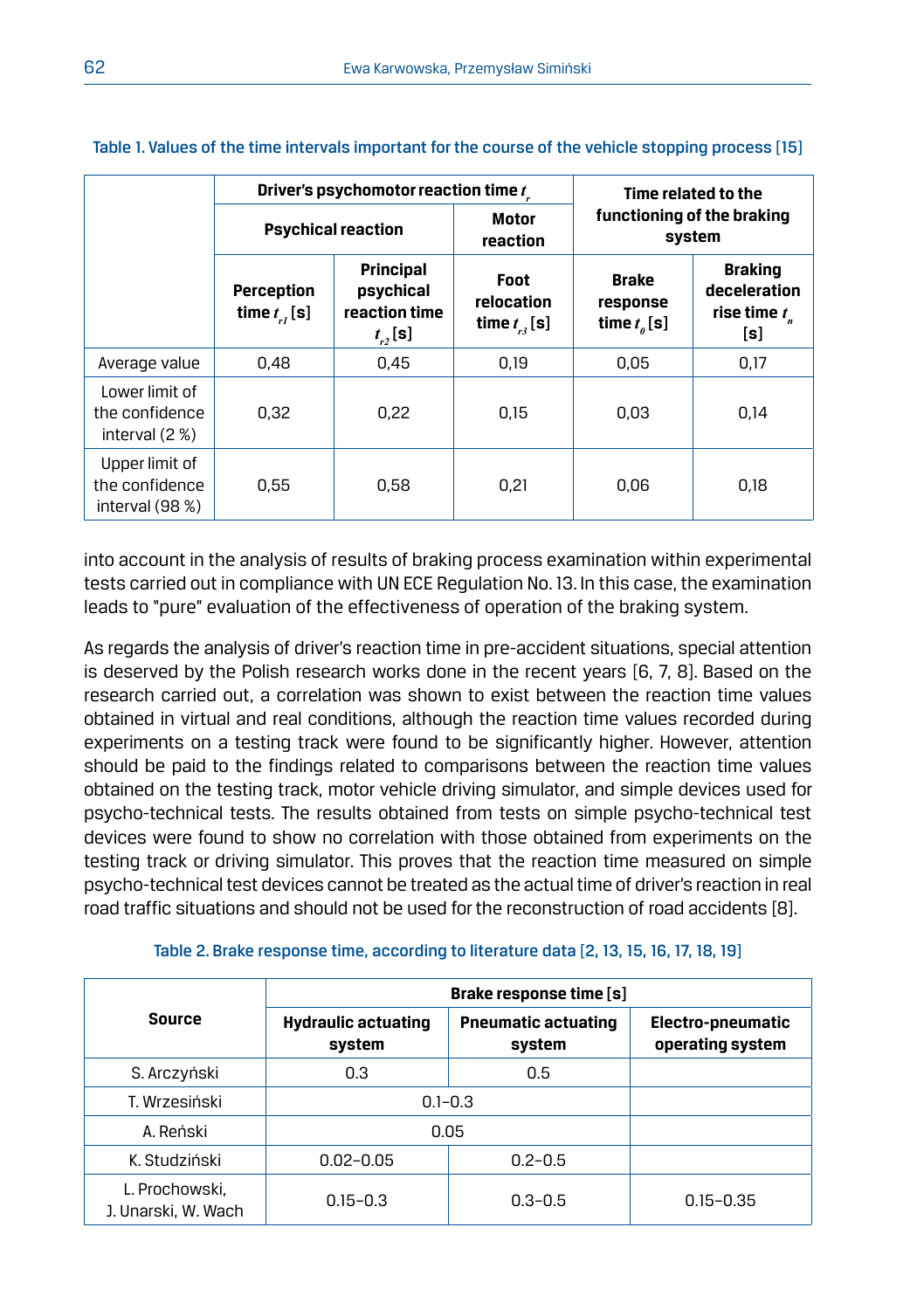Table 1. Values of the time intervals important for the course of the vehicle stopping process [15]

| | Driver's psychomotor reaction time $t_r$ | | | Time related to the functioning of the braking system | |
|---|---|---|---|---|---|
| | Psychical reaction | | Motor reaction | | |
| | Perception time $t_{r1}$ [s] | Principal psychical reaction time $t_{r2}$ [s] | Foot relocation time $t_{r3}$ [s] | Brake response time $t_0$ [s] | Braking deceleration rise time $t_n$ [s] |
| Average value | 0,48 | 0,45 | 0,19 | 0,05 | 0,17 |
| Lower limit of the confidence interval (2 %) | 0,32 | 0,22 | 0,15 | 0,03 | 0,14 |
| Upper limit of the confidence interval (98 %) | 0,55 | 0,58 | 0,21 | 0,06 | 0,18 |

into account in the analysis of results of braking process examination within experimental tests carried out in compliance with UN ECE Regulation No. 13. In this case, the examination leads to "pure" evaluation of the effectiveness of operation of the braking system.

As regards the analysis of driver's reaction time in pre-accident situations, special attention is deserved by the Polish research works done in the recent years [6, 7, 8]. Based on the research carried out, a correlation was shown to exist between the reaction time values obtained in virtual and real conditions, although the reaction time values recorded during experiments on a testing track were found to be significantly higher. However, attention should be paid to the findings related to comparisons between the reaction time values obtained on the testing track, motor vehicle driving simulator, and simple devices used for psycho-technical tests. The results obtained from tests on simple psycho-technical test devices were found to show no correlation with those obtained from experiments on the testing track or driving simulator. This proves that the reaction time measured on simple psycho-technical test devices cannot be treated as the actual time of driver's reaction in real road traffic situations and should not be used for the reconstruction of road accidents [8].

Table 2. Brake response time, according to literature data [2, 13, 15, 16, 17, 18, 19]

| Source | Brake response time [s] | | |
|---|---|---|---|
| | Hydraulic actuating system | Pneumatic actuating system | Electro-pneumatic operating system |
| S. Arczyński | 0.3 | 0.5 | |
| T. Wrzesiński | 0.1–0.3 | | |
| A. Reński | 0.05 | | |
| K. Studziński | 0.02–0.05 | 0.2–0.5 | |
| L. Prochowski, J. Unarski, W. Wach | 0.15–0.3 | 0.3–0.5 | 0.15–0.35 |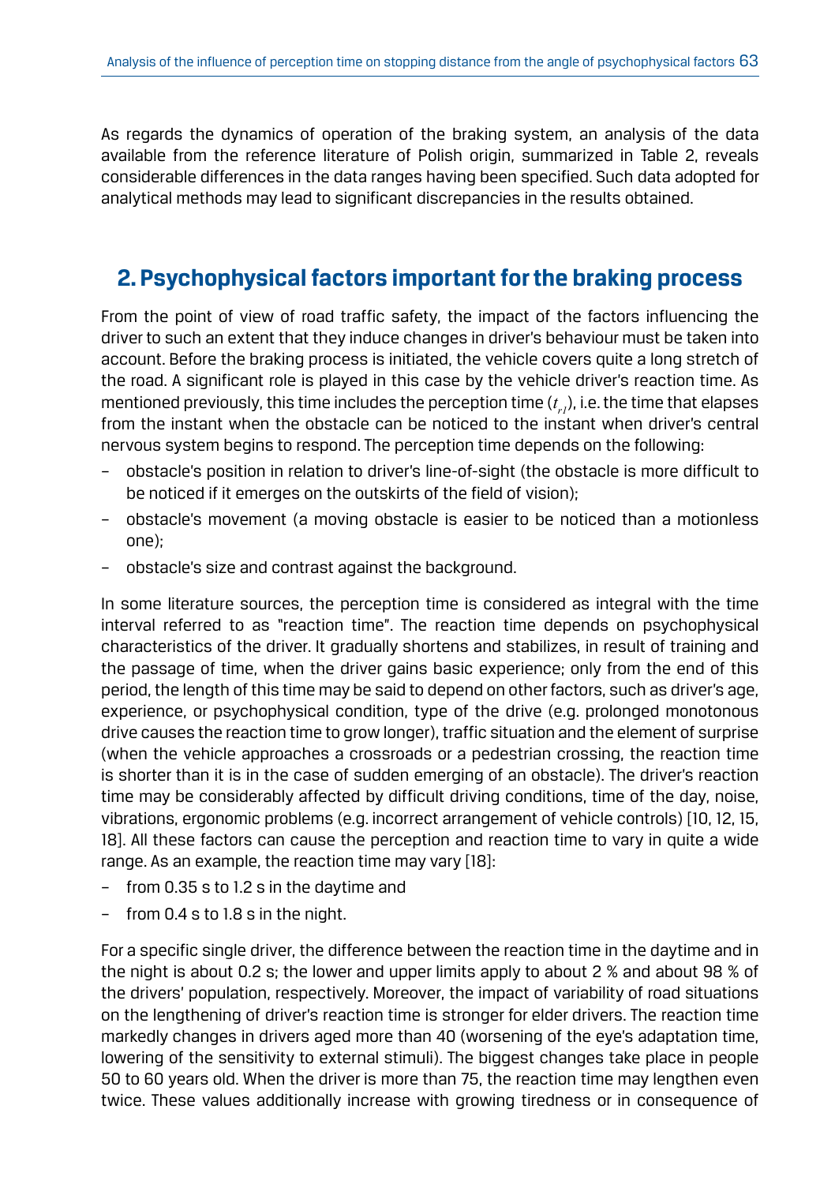As regards the dynamics of operation of the braking system, an analysis of the data available from the reference literature of Polish origin, summarized in Table 2, reveals considerable differences in the data ranges having been specified. Such data adopted for analytical methods may lead to significant discrepancies in the results obtained.

## 2. Psychophysical factors important for the braking process

From the point of view of road traffic safety, the impact of the factors influencing the driver to such an extent that they induce changes in driver's behaviour must be taken into account. Before the braking process is initiated, the vehicle covers quite a long stretch of the road. A significant role is played in this case by the vehicle driver's reaction time. As mentioned previously, this time includes the perception time ($t_{r1}$), i.e. the time that elapses from the instant when the obstacle can be noticed to the instant when driver's central nervous system begins to respond. The perception time depends on the following:

- obstacle's position in relation to driver's line-of-sight (the obstacle is more difficult to be noticed if it emerges on the outskirts of the field of vision);
- obstacle's movement (a moving obstacle is easier to be noticed than a motionless one);
- obstacle's size and contrast against the background.

In some literature sources, the perception time is considered as integral with the time interval referred to as "reaction time". The reaction time depends on psychophysical characteristics of the driver. It gradually shortens and stabilizes, in result of training and the passage of time, when the driver gains basic experience; only from the end of this period, the length of this time may be said to depend on other factors, such as driver's age, experience, or psychophysical condition, type of the drive (e.g. prolonged monotonous drive causes the reaction time to grow longer), traffic situation and the element of surprise (when the vehicle approaches a crossroads or a pedestrian crossing, the reaction time is shorter than it is in the case of sudden emerging of an obstacle). The driver's reaction time may be considerably affected by difficult driving conditions, time of the day, noise, vibrations, ergonomic problems (e.g. incorrect arrangement of vehicle controls) [10, 12, 15, 18]. All these factors can cause the perception and reaction time to vary in quite a wide range. As an example, the reaction time may vary [18]:

- from 0.35 s to 1.2 s in the daytime and
- from 0.4 s to 1.8 s in the night.

For a specific single driver, the difference between the reaction time in the daytime and in the night is about 0.2 s; the lower and upper limits apply to about 2 % and about 98 % of the drivers' population, respectively. Moreover, the impact of variability of road situations on the lengthening of driver's reaction time is stronger for elder drivers. The reaction time markedly changes in drivers aged more than 40 (worsening of the eye's adaptation time, lowering of the sensitivity to external stimuli). The biggest changes take place in people 50 to 60 years old. When the driver is more than 75, the reaction time may lengthen even twice. These values additionally increase with growing tiredness or in consequence of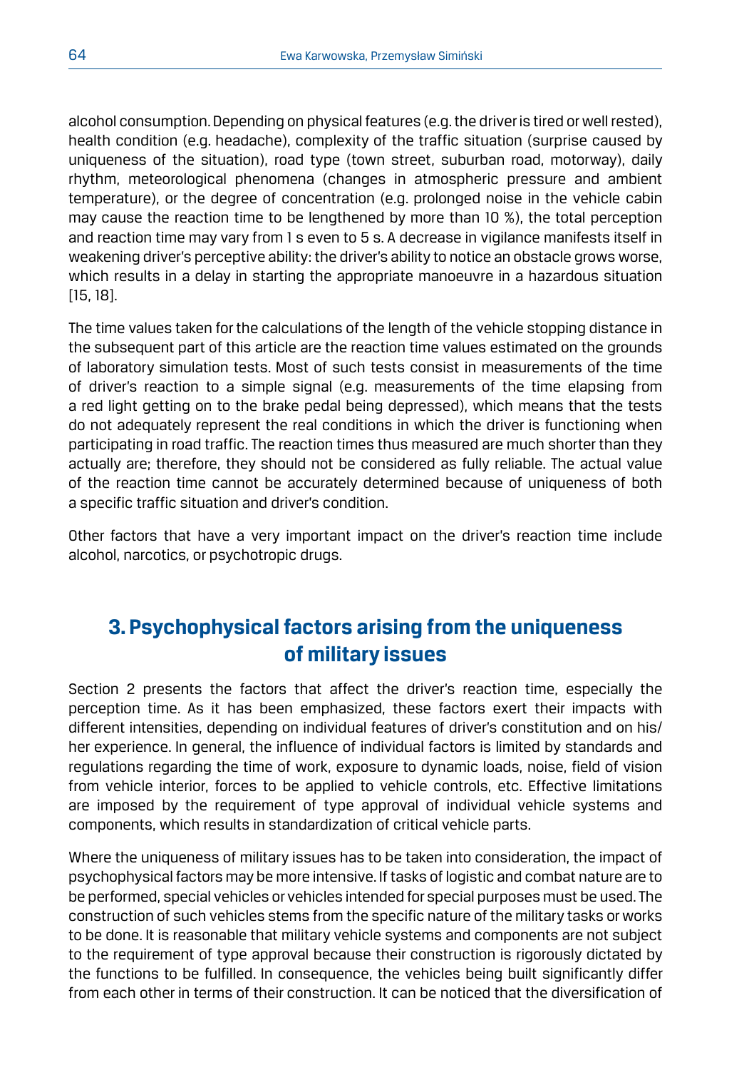alcohol consumption. Depending on physical features (e.g. the driver is tired or well rested), health condition (e.g. headache), complexity of the traffic situation (surprise caused by uniqueness of the situation), road type (town street, suburban road, motorway), daily rhythm, meteorological phenomena (changes in atmospheric pressure and ambient temperature), or the degree of concentration (e.g. prolonged noise in the vehicle cabin may cause the reaction time to be lengthened by more than 10 %), the total perception and reaction time may vary from 1 s even to 5 s. A decrease in vigilance manifests itself in weakening driver's perceptive ability: the driver's ability to notice an obstacle grows worse, which results in a delay in starting the appropriate manoeuvre in a hazardous situation [15, 18].

The time values taken for the calculations of the length of the vehicle stopping distance in the subsequent part of this article are the reaction time values estimated on the grounds of laboratory simulation tests. Most of such tests consist in measurements of the time of driver's reaction to a simple signal (e.g. measurements of the time elapsing from a red light getting on to the brake pedal being depressed), which means that the tests do not adequately represent the real conditions in which the driver is functioning when participating in road traffic. The reaction times thus measured are much shorter than they actually are; therefore, they should not be considered as fully reliable. The actual value of the reaction time cannot be accurately determined because of uniqueness of both a specific traffic situation and driver's condition.

Other factors that have a very important impact on the driver's reaction time include alcohol, narcotics, or psychotropic drugs.

## 3. Psychophysical factors arising from the uniqueness of military issues

Section 2 presents the factors that affect the driver's reaction time, especially the perception time. As it has been emphasized, these factors exert their impacts with different intensities, depending on individual features of driver's constitution and on his/her experience. In general, the influence of individual factors is limited by standards and regulations regarding the time of work, exposure to dynamic loads, noise, field of vision from vehicle interior, forces to be applied to vehicle controls, etc. Effective limitations are imposed by the requirement of type approval of individual vehicle systems and components, which results in standardization of critical vehicle parts.

Where the uniqueness of military issues has to be taken into consideration, the impact of psychophysical factors may be more intensive. If tasks of logistic and combat nature are to be performed, special vehicles or vehicles intended for special purposes must be used. The construction of such vehicles stems from the specific nature of the military tasks or works to be done. It is reasonable that military vehicle systems and components are not subject to the requirement of type approval because their construction is rigorously dictated by the functions to be fulfilled. In consequence, the vehicles being built significantly differ from each other in terms of their construction. It can be noticed that the diversification of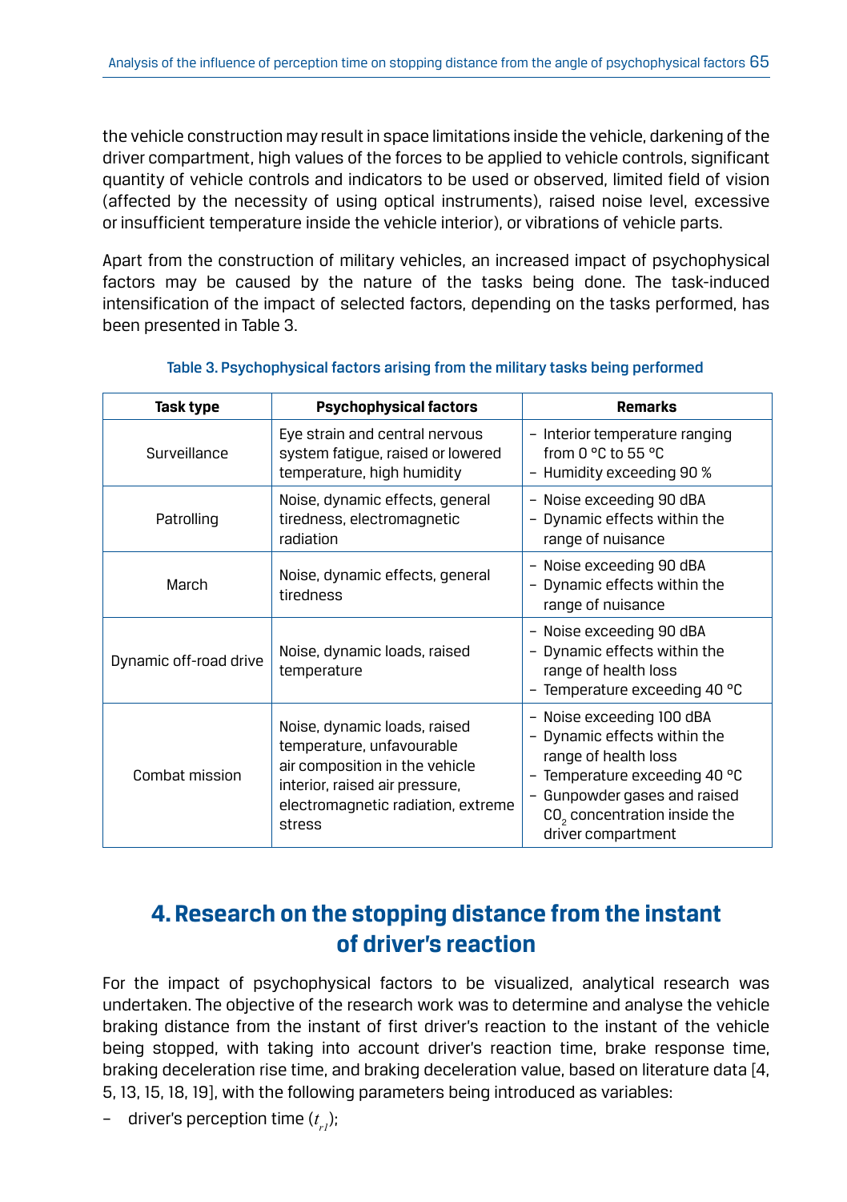the vehicle construction may result in space limitations inside the vehicle, darkening of the driver compartment, high values of the forces to be applied to vehicle controls, significant quantity of vehicle controls and indicators to be used or observed, limited field of vision (affected by the necessity of using optical instruments), raised noise level, excessive or insufficient temperature inside the vehicle interior), or vibrations of vehicle parts.

Apart from the construction of military vehicles, an increased impact of psychophysical factors may be caused by the nature of the tasks being done. The task-induced intensification of the impact of selected factors, depending on the tasks performed, has been presented in Table 3.

Table 3. Psychophysical factors arising from the military tasks being performed

| Task type | Psychophysical factors | Remarks |
|---|---|---|
| Surveillance | Eye strain and central nervous system fatigue, raised or lowered temperature, high humidity | – Interior temperature ranging from 0 °C to 55 °C<br>– Humidity exceeding 90 % |
| Patrolling | Noise, dynamic effects, general tiredness, electromagnetic radiation | – Noise exceeding 90 dBA<br>– Dynamic effects within the range of nuisance |
| March | Noise, dynamic effects, general tiredness | – Noise exceeding 90 dBA<br>– Dynamic effects within the range of nuisance |
| Dynamic off-road drive | Noise, dynamic loads, raised temperature | – Noise exceeding 90 dBA<br>– Dynamic effects within the range of health loss<br>– Temperature exceeding 40 °C |
| Combat mission | Noise, dynamic loads, raised temperature, unfavourable air composition in the vehicle interior, raised air pressure, electromagnetic radiation, extreme stress | – Noise exceeding 100 dBA<br>– Dynamic effects within the range of health loss<br>– Temperature exceeding 40 °C<br>– Gunpowder gases and raised $CO_2$ concentration inside the driver compartment |

## 4. Research on the stopping distance from the instant of driver's reaction

For the impact of psychophysical factors to be visualized, analytical research was undertaken. The objective of the research work was to determine and analyse the vehicle braking distance from the instant of first driver's reaction to the instant of the vehicle being stopped, with taking into account driver's reaction time, brake response time, braking deceleration rise time, and braking deceleration value, based on literature data [4, 5, 13, 15, 18, 19], with the following parameters being introduced as variables:

– driver's perception time ($t_{r1}$);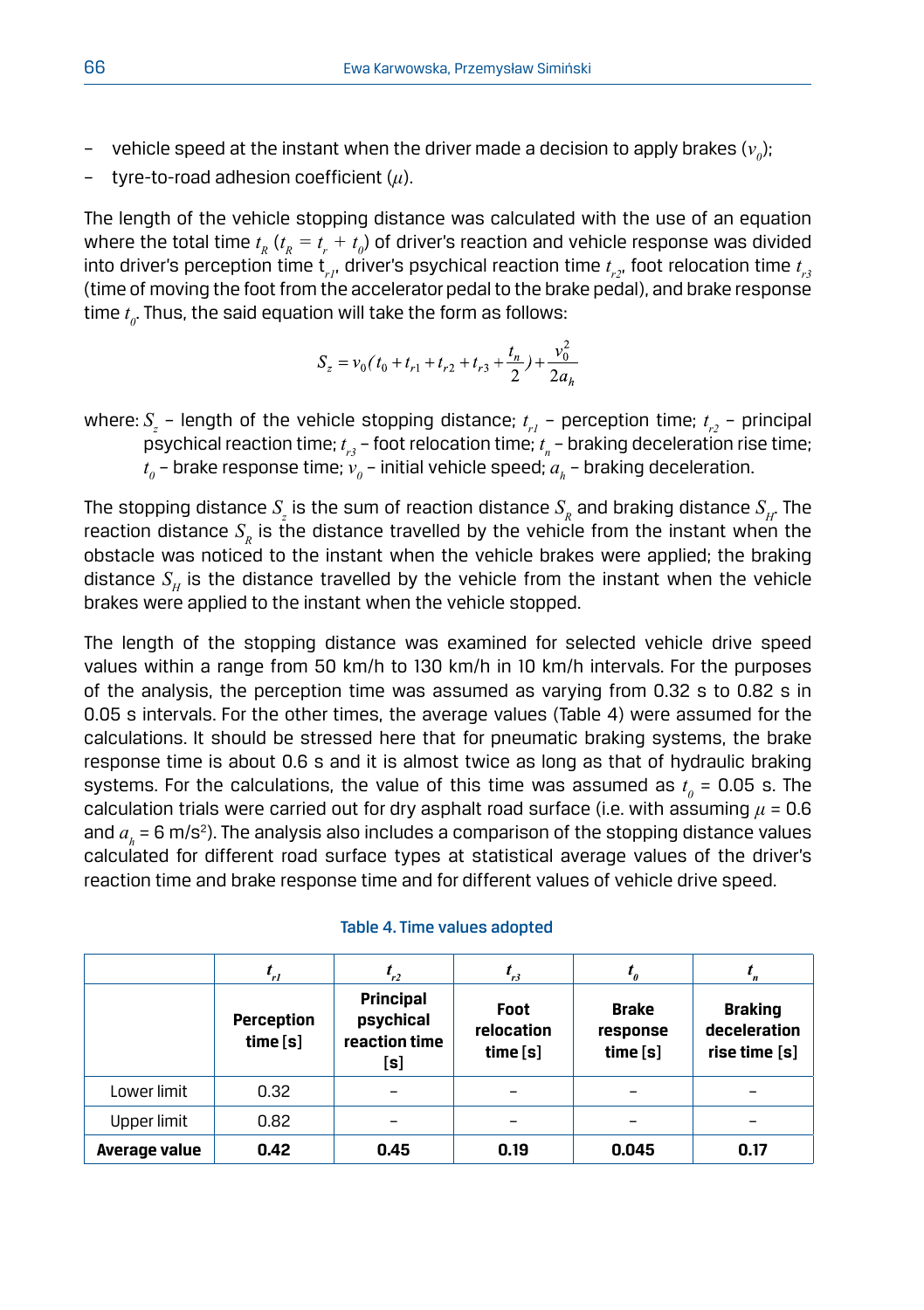- vehicle speed at the instant when the driver made a decision to apply brakes ($v_0$);
- tyre-to-road adhesion coefficient ($\mu$).

The length of the vehicle stopping distance was calculated with the use of an equation where the total time $t_R$ ($t_R = t_r + t_0$) of driver's reaction and vehicle response was divided into driver's perception time $t_{r1}$, driver's psychical reaction time $t_{r2}$, foot relocation time $t_{r3}$ (time of moving the foot from the accelerator pedal to the brake pedal), and brake response time $t_0$. Thus, the said equation will take the form as follows:

$$S_z = v_0 ( t_0 + t_{r1} + t_{r2} + t_{r3} + \frac{t_n}{2} ) + \frac{v_0^2}{2a_h}$$

where: $S_z$ – length of the vehicle stopping distance; $t_{r1}$ – perception time; $t_{r2}$ – principal psychical reaction time; $t_{r3}$ – foot relocation time; $t_n$ – braking deceleration rise time; $t_0$ – brake response time; $v_0$ – initial vehicle speed; $a_h$ – braking deceleration.

The stopping distance $S_z$ is the sum of reaction distance $S_R$ and braking distance $S_H$. The reaction distance $S_R$ is the distance travelled by the vehicle from the instant when the obstacle was noticed to the instant when the vehicle brakes were applied; the braking distance $S_H$ is the distance travelled by the vehicle from the instant when the vehicle brakes were applied to the instant when the vehicle stopped.

The length of the stopping distance was examined for selected vehicle drive speed values within a range from 50 km/h to 130 km/h in 10 km/h intervals. For the purposes of the analysis, the perception time was assumed as varying from 0.32 s to 0.82 s in 0.05 s intervals. For the other times, the average values (Table 4) were assumed for the calculations. It should be stressed here that for pneumatic braking systems, the brake response time is about 0.6 s and it is almost twice as long as that of hydraulic braking systems. For the calculations, the value of this time was assumed as $t_0$ = 0.05 s. The calculation trials were carried out for dry asphalt road surface (i.e. with assuming $\mu$ = 0.6 and $a_h$ = 6 m/s²). The analysis also includes a comparison of the stopping distance values calculated for different road surface types at statistical average values of the driver's reaction time and brake response time and for different values of vehicle drive speed.

Table 4. Time values adopted

| | $t_{r1}$ | $t_{r2}$ | $t_{r3}$ | $t_0$ | $t_n$ |
|---|---|---|---|---|---|
| | **Perception time [s]** | **Principal psychical reaction time [s]** | **Foot relocation time [s]** | **Brake response time [s]** | **Braking deceleration rise time [s]** |
| Lower limit | 0.32 | – | – | – | – |
| Upper limit | 0.82 | – | – | – | – |
| **Average value** | **0.42** | **0.45** | **0.19** | **0.045** | **0.17** |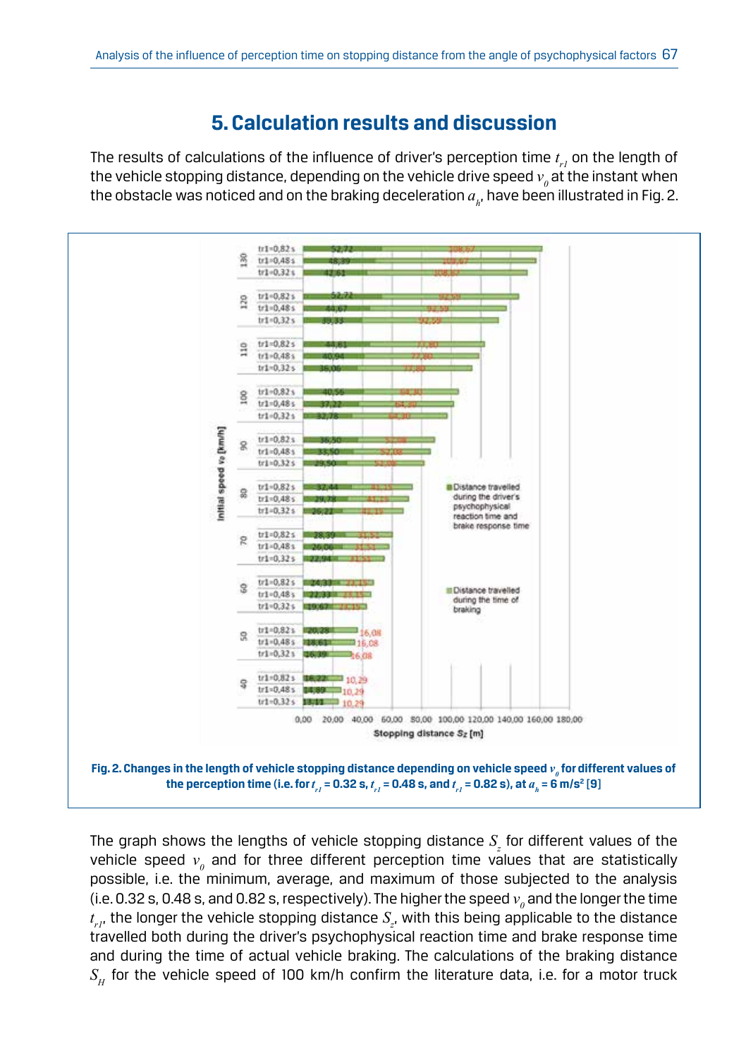## 5. Calculation results and discussion

The results of calculations of the influence of driver's perception time $t_{r1}$ on the length of the vehicle stopping distance, depending on the vehicle drive speed $v_0$ at the instant when the obstacle was noticed and on the braking deceleration $a_h$, have been illustrated in Fig. 2.

Fig. 2. Changes in the length of vehicle stopping distance depending on vehicle speed $v_0$ for different values of the perception time (i.e. for $t_{r1}$ = 0.32 s, $t_{r1}$ = 0.48 s, and $t_{r1}$ = 0.82 s), at $a_h$ = 6 m/s² [9]

The graph shows the lengths of vehicle stopping distance $S_z$ for different values of the vehicle speed $v_0$ and for three different perception time values that are statistically possible, i.e. the minimum, average, and maximum of those subjected to the analysis (i.e. 0.32 s, 0.48 s, and 0.82 s, respectively). The higher the speed $v_0$ and the longer the time $t_{r1}$, the longer the vehicle stopping distance $S_z$, with this being applicable to the distance travelled both during the driver's psychophysical reaction time and brake response time and during the time of actual vehicle braking. The calculations of the braking distance $S_H$ for the vehicle speed of 100 km/h confirm the literature data, i.e. for a motor truck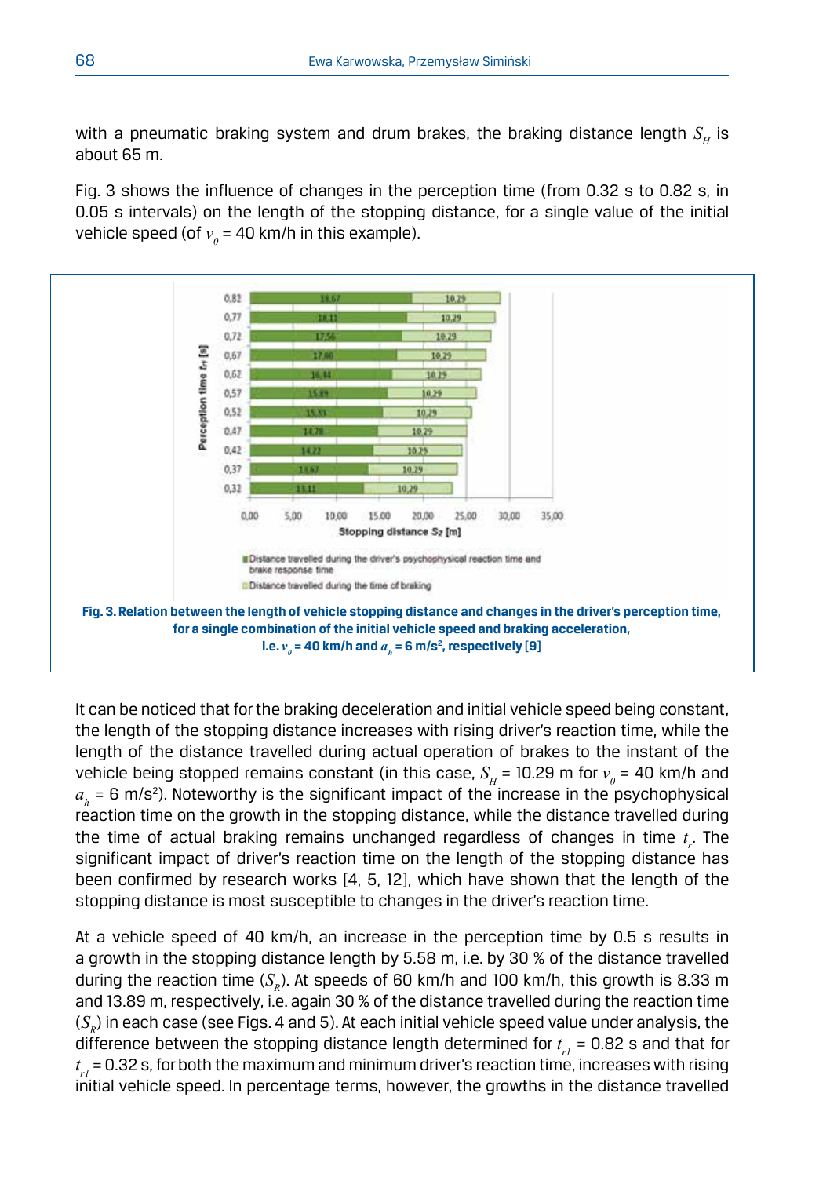with a pneumatic braking system and drum brakes, the braking distance length $S_H$ is about 65 m.

Fig. 3 shows the influence of changes in the perception time (from 0.32 s to 0.82 s, in 0.05 s intervals) on the length of the stopping distance, for a single value of the initial vehicle speed (of $v_0$ = 40 km/h in this example).

**Fig. 3. Relation between the length of vehicle stopping distance and changes in the driver's perception time, for a single combination of the initial vehicle speed and braking acceleration, i.e. $v_0$ = 40 km/h and $a_h$ = 6 m/s², respectively [9]**

It can be noticed that for the braking deceleration and initial vehicle speed being constant, the length of the stopping distance increases with rising driver's reaction time, while the length of the distance travelled during actual operation of brakes to the instant of the vehicle being stopped remains constant (in this case, $S_H$ = 10.29 m for $v_0$ = 40 km/h and $a_h$ = 6 m/s²). Noteworthy is the significant impact of the increase in the psychophysical reaction time on the growth in the stopping distance, while the distance travelled during the time of actual braking remains unchanged regardless of changes in time $t_r$. The significant impact of driver's reaction time on the length of the stopping distance has been confirmed by research works [4, 5, 12], which have shown that the length of the stopping distance is most susceptible to changes in the driver's reaction time.

At a vehicle speed of 40 km/h, an increase in the perception time by 0.5 s results in a growth in the stopping distance length by 5.58 m, i.e. by 30 % of the distance travelled during the reaction time ($S_R$). At speeds of 60 km/h and 100 km/h, this growth is 8.33 m and 13.89 m, respectively, i.e. again 30 % of the distance travelled during the reaction time ($S_R$) in each case (see Figs. 4 and 5). At each initial vehicle speed value under analysis, the difference between the stopping distance length determined for $t_{r1}$ = 0.82 s and that for $t_{r1}$ = 0.32 s, for both the maximum and minimum driver's reaction time, increases with rising initial vehicle speed. In percentage terms, however, the growths in the distance travelled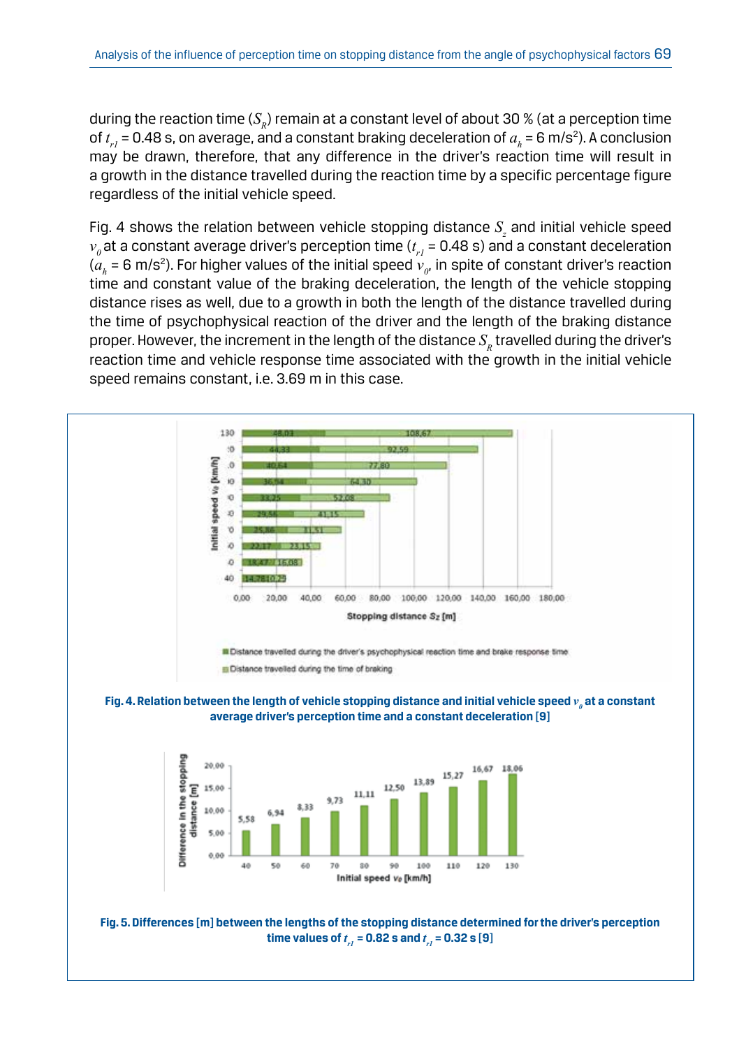during the reaction time ($S_R$) remain at a constant level of about 30 % (at a perception time of $t_{r1}$ = 0.48 s, on average, and a constant braking deceleration of $a_h$ = 6 m/s$^2$). A conclusion may be drawn, therefore, that any difference in the driver's reaction time will result in a growth in the distance travelled during the reaction time by a specific percentage figure regardless of the initial vehicle speed.

Fig. 4 shows the relation between vehicle stopping distance $S_z$ and initial vehicle speed $v_0$ at a constant average driver's perception time ($t_{r1}$ = 0.48 s) and a constant deceleration ($a_h$ = 6 m/s$^2$). For higher values of the initial speed $v_0$, in spite of constant driver's reaction time and constant value of the braking deceleration, the length of the vehicle stopping distance rises as well, due to a growth in both the length of the distance travelled during the time of psychophysical reaction of the driver and the length of the braking distance proper. However, the increment in the length of the distance $S_R$ travelled during the driver's reaction time and vehicle response time associated with the growth in the initial vehicle speed remains constant, i.e. 3.69 m in this case.

**Fig. 4. Relation between the length of vehicle stopping distance and initial vehicle speed $v_0$ at a constant average driver's perception time and a constant deceleration [9]**

**Fig. 5. Differences [m] between the lengths of the stopping distance determined for the driver's perception time values of $t_{r1}$ = 0.82 s and $t_{r1}$ = 0.32 s [9]**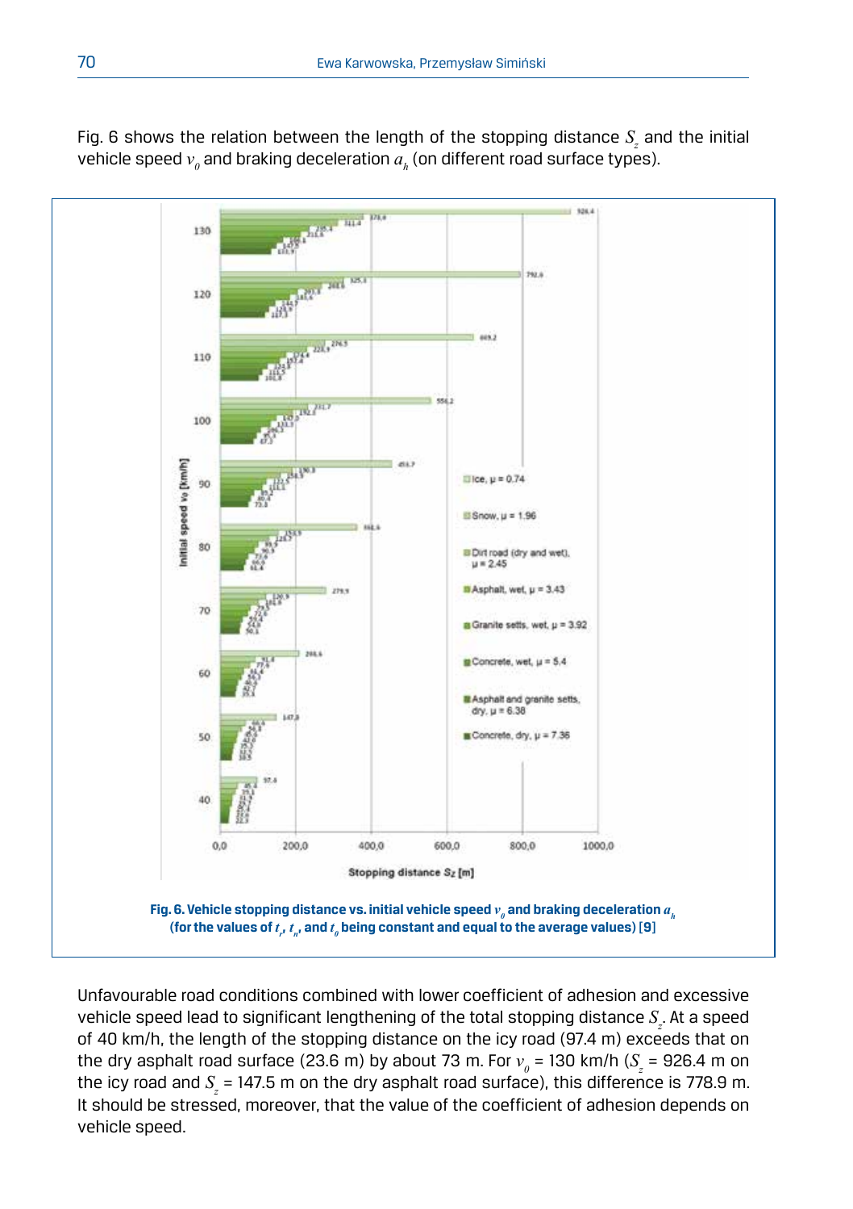Fig. 6 shows the relation between the length of the stopping distance $S_z$ and the initial vehicle speed $v_0$ and braking deceleration $a_h$ (on different road surface types).

**Fig. 6. Vehicle stopping distance vs. initial vehicle speed $v_0$ and braking deceleration $a_h$ (for the values of $t_r$, $t_n$, and $t_0$ being constant and equal to the average values) [9]**

Unfavourable road conditions combined with lower coefficient of adhesion and excessive vehicle speed lead to significant lengthening of the total stopping distance $S_z$. At a speed of 40 km/h, the length of the stopping distance on the icy road (97.4 m) exceeds that on the dry asphalt road surface (23.6 m) by about 73 m. For $v_0$ = 130 km/h ($S_z$ = 926.4 m on the icy road and $S_z$ = 147.5 m on the dry asphalt road surface), this difference is 778.9 m. It should be stressed, moreover, that the value of the coefficient of adhesion depends on vehicle speed.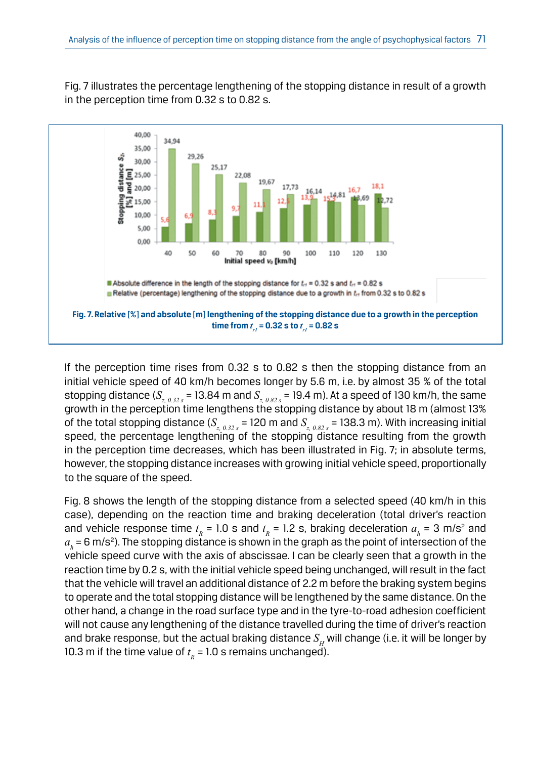Fig. 7 illustrates the percentage lengthening of the stopping distance in result of a growth in the perception time from 0.32 s to 0.82 s.

**Fig. 7. Relative [%] and absolute [m] lengthening of the stopping distance due to a growth in the perception time from $t_{r1}$ = 0.32 s to $t_{r1}$ = 0.82 s**

If the perception time rises from 0.32 s to 0.82 s then the stopping distance from an initial vehicle speed of 40 km/h becomes longer by 5.6 m, i.e. by almost 35 % of the total stopping distance ($S_{z,\,0.32\,s}$ = 13.84 m and $S_{z,\,0.82\,s}$ = 19.4 m). At a speed of 130 km/h, the same growth in the perception time lengthens the stopping distance by about 18 m (almost 13% of the total stopping distance ($S_{z,\,0.32\,s}$ = 120 m and $S_{z,\,0.82\,s}$ = 138.3 m). With increasing initial speed, the percentage lengthening of the stopping distance resulting from the growth in the perception time decreases, which has been illustrated in Fig. 7; in absolute terms, however, the stopping distance increases with growing initial vehicle speed, proportionally to the square of the speed.

Fig. 8 shows the length of the stopping distance from a selected speed (40 km/h in this case), depending on the reaction time and braking deceleration (total driver's reaction and vehicle response time $t_R$ = 1.0 s and $t_R$ = 1.2 s, braking deceleration $a_h$ = 3 m/s$^2$ and $a_h$ = 6 m/s$^2$). The stopping distance is shown in the graph as the point of intersection of the vehicle speed curve with the axis of abscissae. I can be clearly seen that a growth in the reaction time by 0.2 s, with the initial vehicle speed being unchanged, will result in the fact that the vehicle will travel an additional distance of 2.2 m before the braking system begins to operate and the total stopping distance will be lengthened by the same distance. On the other hand, a change in the road surface type and in the tyre-to-road adhesion coefficient will not cause any lengthening of the distance travelled during the time of driver's reaction and brake response, but the actual braking distance $S_H$ will change (i.e. it will be longer by 10.3 m if the time value of $t_R$ = 1.0 s remains unchanged).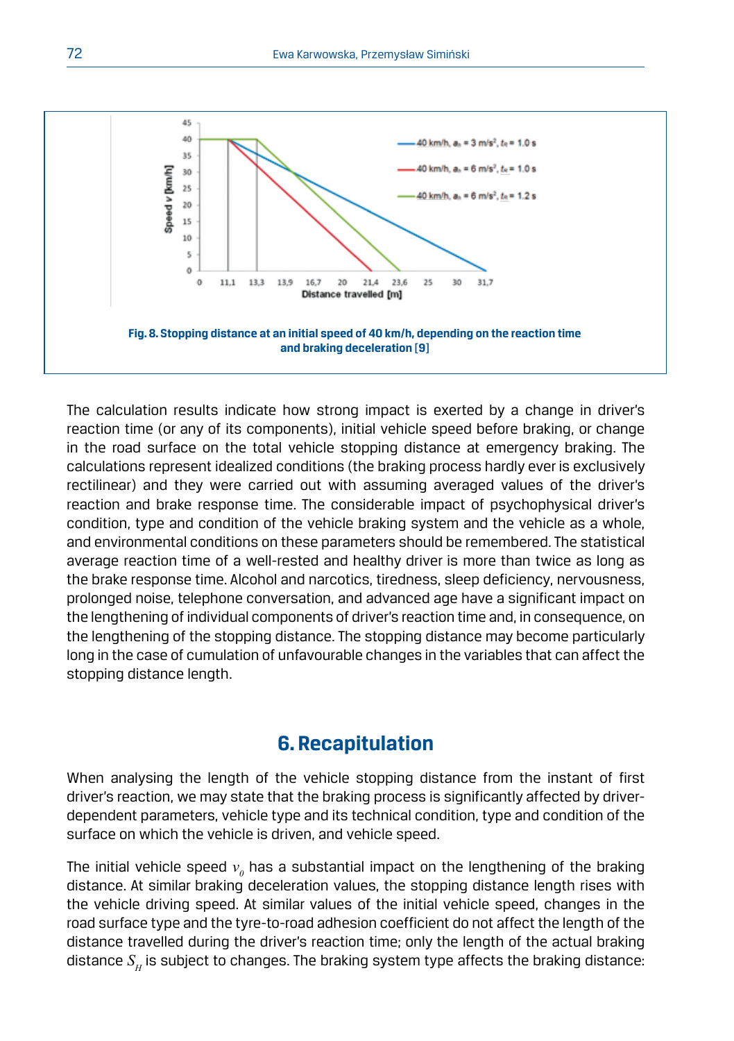**Fig. 8. Stopping distance at an initial speed of 40 km/h, depending on the reaction time and braking deceleration [9]**

The calculation results indicate how strong impact is exerted by a change in driver's reaction time (or any of its components), initial vehicle speed before braking, or change in the road surface on the total vehicle stopping distance at emergency braking. The calculations represent idealized conditions (the braking process hardly ever is exclusively rectilinear) and they were carried out with assuming averaged values of the driver's reaction and brake response time. The considerable impact of psychophysical driver's condition, type and condition of the vehicle braking system and the vehicle as a whole, and environmental conditions on these parameters should be remembered. The statistical average reaction time of a well-rested and healthy driver is more than twice as long as the brake response time. Alcohol and narcotics, tiredness, sleep deficiency, nervousness, prolonged noise, telephone conversation, and advanced age have a significant impact on the lengthening of individual components of driver's reaction time and, in consequence, on the lengthening of the stopping distance. The stopping distance may become particularly long in the case of cumulation of unfavourable changes in the variables that can affect the stopping distance length.

## 6. Recapitulation

When analysing the length of the vehicle stopping distance from the instant of first driver's reaction, we may state that the braking process is significantly affected by driver-dependent parameters, vehicle type and its technical condition, type and condition of the surface on which the vehicle is driven, and vehicle speed.

The initial vehicle speed $v_0$ has a substantial impact on the lengthening of the braking distance. At similar braking deceleration values, the stopping distance length rises with the vehicle driving speed. At similar values of the initial vehicle speed, changes in the road surface type and the tyre-to-road adhesion coefficient do not affect the length of the distance travelled during the driver's reaction time; only the length of the actual braking distance $S_H$ is subject to changes. The braking system type affects the braking distance: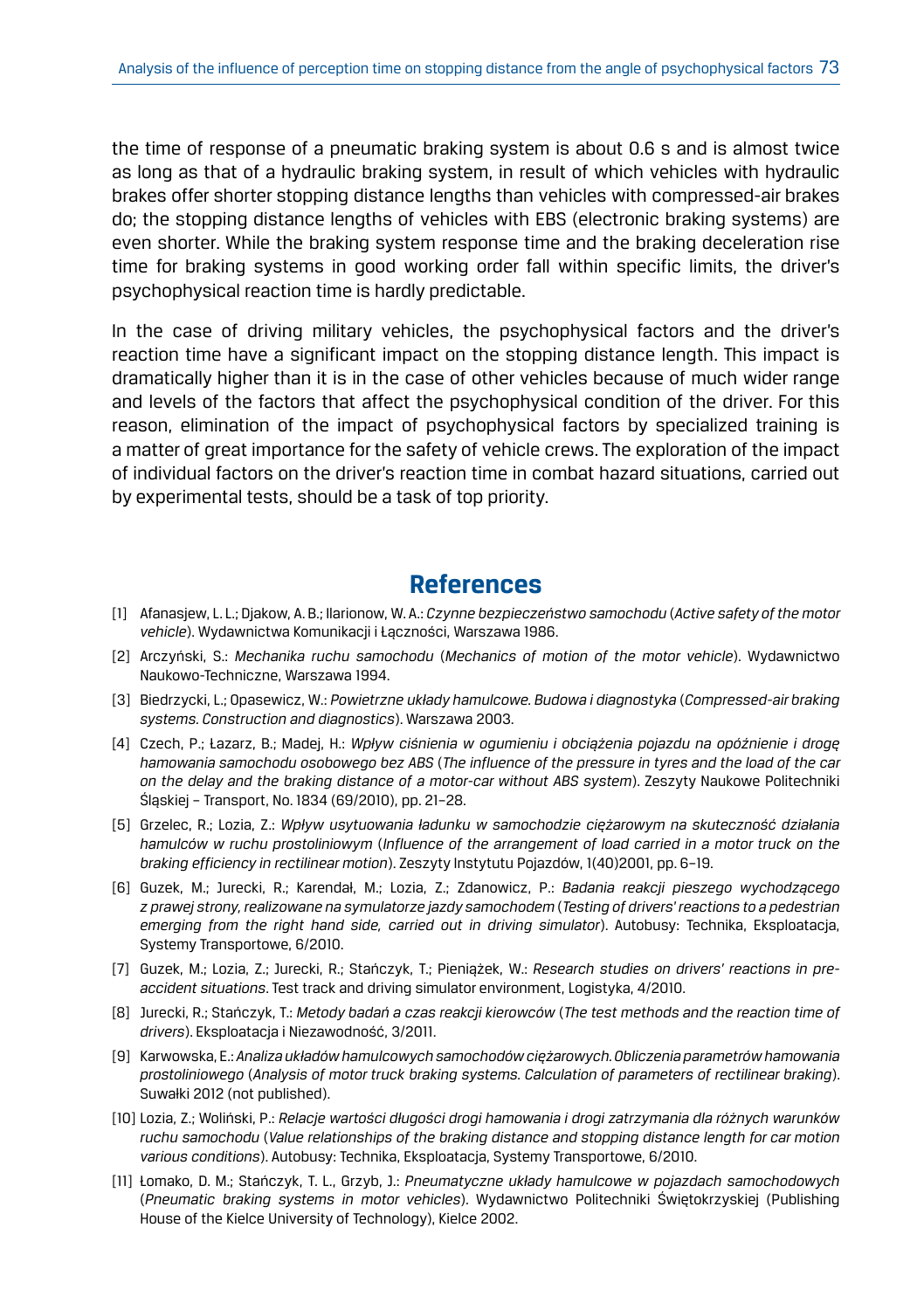the time of response of a pneumatic braking system is about 0.6 s and is almost twice as long as that of a hydraulic braking system, in result of which vehicles with hydraulic brakes offer shorter stopping distance lengths than vehicles with compressed-air brakes do; the stopping distance lengths of vehicles with EBS (electronic braking systems) are even shorter. While the braking system response time and the braking deceleration rise time for braking systems in good working order fall within specific limits, the driver's psychophysical reaction time is hardly predictable.

In the case of driving military vehicles, the psychophysical factors and the driver's reaction time have a significant impact on the stopping distance length. This impact is dramatically higher than it is in the case of other vehicles because of much wider range and levels of the factors that affect the psychophysical condition of the driver. For this reason, elimination of the impact of psychophysical factors by specialized training is a matter of great importance for the safety of vehicle crews. The exploration of the impact of individual factors on the driver's reaction time in combat hazard situations, carried out by experimental tests, should be a task of top priority.

## References

[1] Afanasjew, L. L.; Djakow, A. B.; Ilarionow, W. A.: *Czynne bezpieczeństwo samochodu* (*Active safety of the motor vehicle*). Wydawnictwa Komunikacji i Łączności, Warszawa 1986.

[2] Arczyński, S.: *Mechanika ruchu samochodu* (*Mechanics of motion of the motor vehicle*). Wydawnictwo Naukowo-Techniczne, Warszawa 1994.

[3] Biedrzycki, L.; Opasewicz, W.: *Powietrzne układy hamulcowe. Budowa i diagnostyka* (*Compressed-air braking systems. Construction and diagnostics*). Warszawa 2003.

[4] Czech, P.; Łazarz, B.; Madej, H.: *Wpływ ciśnienia w ogumieniu i obciążenia pojazdu na opóźnienie i drogę hamowania samochodu osobowego bez ABS* (*The influence of the pressure in tyres and the load of the car on the delay and the braking distance of a motor-car without ABS system*). Zeszyty Naukowe Politechniki Śląskiej – Transport, No. 1834 (69/2010), pp. 21–28.

[5] Grzelec, R.; Lozia, Z.: *Wpływ usytuowania ładunku w samochodzie ciężarowym na skuteczność działania hamulców w ruchu prostoliniowym* (*Influence of the arrangement of load carried in a motor truck on the braking efficiency in rectilinear motion*). Zeszyty Instytutu Pojazdów, 1(40)2001, pp. 6–19.

[6] Guzek, M.; Jurecki, R.; Karendał, M.; Lozia, Z.; Zdanowicz, P.: *Badania reakcji pieszego wychodzącego z prawej strony, realizowane na symulatorze jazdy samochodem* (*Testing of drivers' reactions to a pedestrian emerging from the right hand side, carried out in driving simulator*). Autobusy: Technika, Eksploatacja, Systemy Transportowe, 6/2010.

[7] Guzek, M.; Lozia, Z.; Jurecki, R.; Stańczyk, T.; Pieniążek, W.: *Research studies on drivers' reactions in pre-accident situations*. Test track and driving simulator environment, Logistyka, 4/2010.

[8] Jurecki, R.; Stańczyk, T.: *Metody badań a czas reakcji kierowców* (*The test methods and the reaction time of drivers*). Eksploatacja i Niezawodność, 3/2011.

[9] Karwowska, E.: *Analiza układów hamulcowych samochodów ciężarowych. Obliczenia parametrów hamowania prostoliniowego* (*Analysis of motor truck braking systems. Calculation of parameters of rectilinear braking*). Suwałki 2012 (not published).

[10] Lozia, Z.; Woliński, P.: *Relacje wartości długości drogi hamowania i drogi zatrzymania dla różnych warunków ruchu samochodu* (*Value relationships of the braking distance and stopping distance length for car motion various conditions*). Autobusy: Technika, Eksploatacja, Systemy Transportowe, 6/2010.

[11] Łomako, D. M.; Stańczyk, T. L., Grzyb, J.: *Pneumatyczne układy hamulcowe w pojazdach samochodowych* (*Pneumatic braking systems in motor vehicles*). Wydawnictwo Politechniki Świętokrzyskiej (Publishing House of the Kielce University of Technology), Kielce 2002.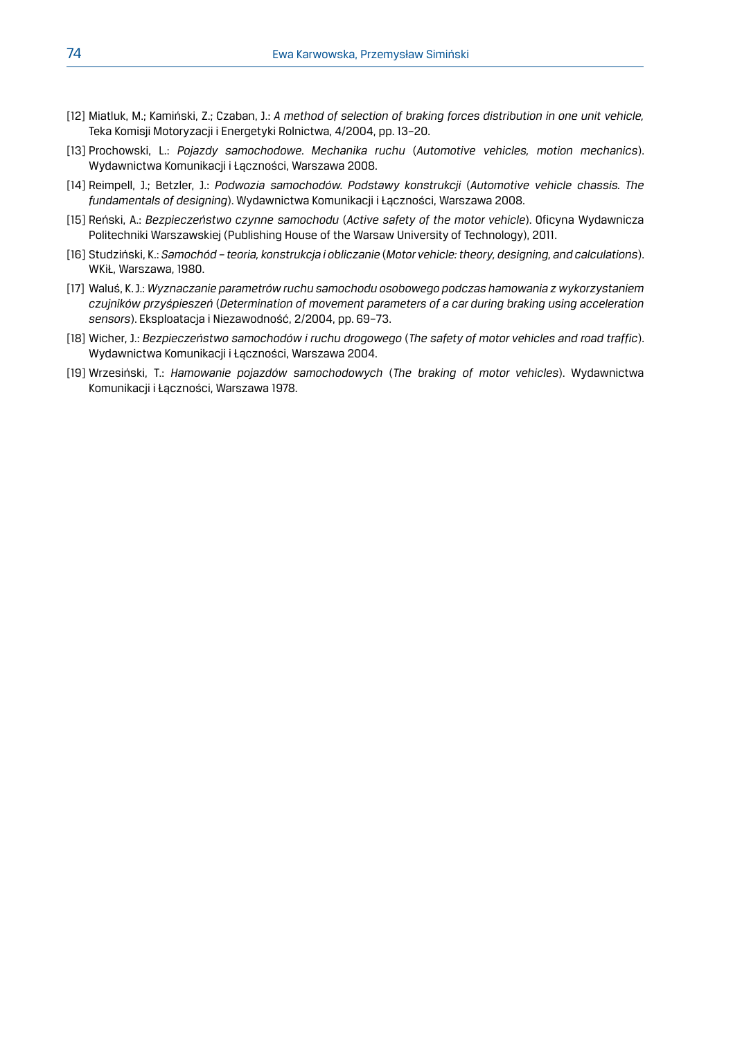[12] Miatluk, M.; Kamiński, Z.; Czaban, J.: *A method of selection of braking forces distribution in one unit vehicle*, Teka Komisji Motoryzacji i Energetyki Rolnictwa, 4/2004, pp. 13–20.

[13] Prochowski, L.: *Pojazdy samochodowe. Mechanika ruchu* (*Automotive vehicles, motion mechanics*). Wydawnictwa Komunikacji i Łączności, Warszawa 2008.

[14] Reimpell, J.; Betzler, J.: *Podwozia samochodów. Podstawy konstrukcji* (*Automotive vehicle chassis. The fundamentals of designing*). Wydawnictwa Komunikacji i Łączności, Warszawa 2008.

[15] Reński, A.: *Bezpieczeństwo czynne samochodu* (*Active safety of the motor vehicle*). Oficyna Wydawnicza Politechniki Warszawskiej (Publishing House of the Warsaw University of Technology), 2011.

[16] Studziński, K.: *Samochód – teoria, konstrukcja i obliczanie* (*Motor vehicle: theory, designing, and calculations*). WKiŁ, Warszawa, 1980.

[17] Waluś, K. J.: *Wyznaczanie parametrów ruchu samochodu osobowego podczas hamowania z wykorzystaniem czujników przyśpieszeń* (*Determination of movement parameters of a car during braking using acceleration sensors*). Eksploatacja i Niezawodność, 2/2004, pp. 69–73.

[18] Wicher, J.: *Bezpieczeństwo samochodów i ruchu drogowego* (*The safety of motor vehicles and road traffic*). Wydawnictwa Komunikacji i Łączności, Warszawa 2004.

[19] Wrzesiński, T.: *Hamowanie pojazdów samochodowych* (*The braking of motor vehicles*). Wydawnictwa Komunikacji i Łączności, Warszawa 1978.